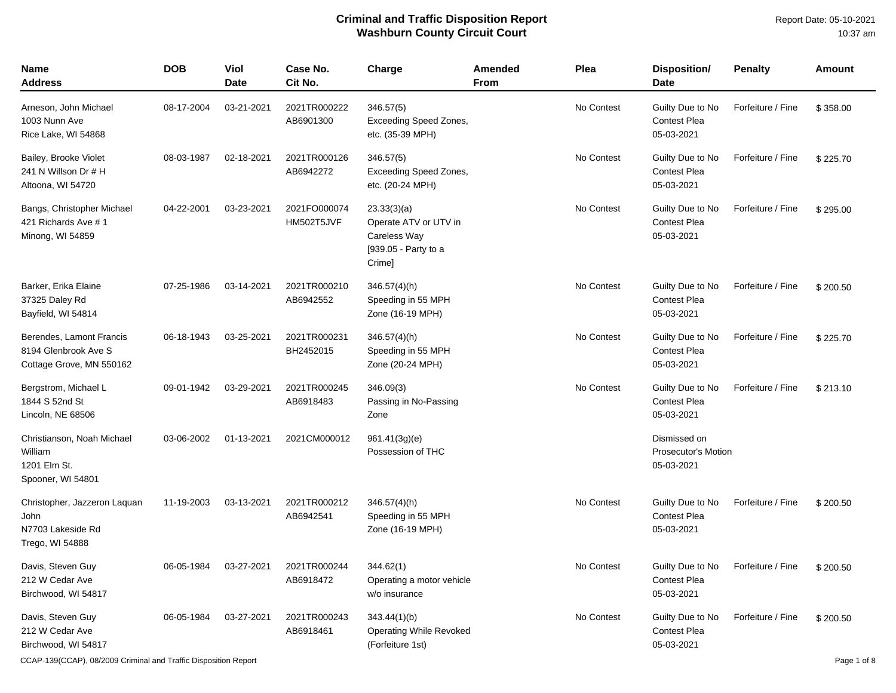# Criminal and Traffic Disposition Report
## Washburn County Circuit Court

Report Date: 05-10-2021
10:37 am

| Name<br>Address | DOB | Viol Date | Case No.<br>Cit No. | Charge | Amended From | Plea | Disposition/<br>Date | Penalty | Amount |
|---|---|---|---|---|---|---|---|---|---|
| Arneson, John Michael<br>1003 Nunn Ave<br>Rice Lake, WI 54868 | 08-17-2004 | 03-21-2021 | 2021TR000222<br>AB6901300 | 346.57(5)<br>Exceeding Speed Zones, etc. (35-39 MPH) | | No Contest | Guilty Due to No Contest Plea<br>05-03-2021 | Forfeiture / Fine | $ 358.00 |
| Bailey, Brooke Violet<br>241 N Willson Dr # H<br>Altoona, WI 54720 | 08-03-1987 | 02-18-2021 | 2021TR000126<br>AB6942272 | 346.57(5)<br>Exceeding Speed Zones, etc. (20-24 MPH) | | No Contest | Guilty Due to No Contest Plea<br>05-03-2021 | Forfeiture / Fine | $ 225.70 |
| Bangs, Christopher Michael<br>421 Richards Ave # 1<br>Minong, WI 54859 | 04-22-2001 | 03-23-2021 | 2021FO000074<br>HM502T5JVF | 23.33(3)(a)<br>Operate ATV or UTV in Careless Way<br>[939.05 - Party to a Crime] | | No Contest | Guilty Due to No Contest Plea<br>05-03-2021 | Forfeiture / Fine | $ 295.00 |
| Barker, Erika Elaine<br>37325 Daley Rd<br>Bayfield, WI 54814 | 07-25-1986 | 03-14-2021 | 2021TR000210<br>AB6942552 | 346.57(4)(h)<br>Speeding in 55 MPH Zone (16-19 MPH) | | No Contest | Guilty Due to No Contest Plea<br>05-03-2021 | Forfeiture / Fine | $ 200.50 |
| Berendes, Lamont Francis<br>8194 Glenbrook Ave S<br>Cottage Grove, MN 550162 | 06-18-1943 | 03-25-2021 | 2021TR000231<br>BH2452015 | 346.57(4)(h)<br>Speeding in 55 MPH Zone (20-24 MPH) | | No Contest | Guilty Due to No Contest Plea<br>05-03-2021 | Forfeiture / Fine | $ 225.70 |
| Bergstrom, Michael L<br>1844 S 52nd St<br>Lincoln, NE 68506 | 09-01-1942 | 03-29-2021 | 2021TR000245<br>AB6918483 | 346.09(3)<br>Passing in No-Passing Zone | | No Contest | Guilty Due to No Contest Plea<br>05-03-2021 | Forfeiture / Fine | $ 213.10 |
| Christianson, Noah Michael William<br>1201 Elm St.<br>Spooner, WI 54801 | 03-06-2002 | 01-13-2021 | 2021CM000012 | 961.41(3g)(e)<br>Possession of THC | | | Dismissed on Prosecutor's Motion<br>05-03-2021 | | |
| Christopher, Jazzeron Laquan John<br>N7703 Lakeside Rd<br>Trego, WI 54888 | 11-19-2003 | 03-13-2021 | 2021TR000212<br>AB6942541 | 346.57(4)(h)<br>Speeding in 55 MPH Zone (16-19 MPH) | | No Contest | Guilty Due to No Contest Plea<br>05-03-2021 | Forfeiture / Fine | $ 200.50 |
| Davis, Steven Guy<br>212 W Cedar Ave<br>Birchwood, WI 54817 | 06-05-1984 | 03-27-2021 | 2021TR000244<br>AB6918472 | 344.62(1)<br>Operating a motor vehicle w/o insurance | | No Contest | Guilty Due to No Contest Plea<br>05-03-2021 | Forfeiture / Fine | $ 200.50 |
| Davis, Steven Guy<br>212 W Cedar Ave<br>Birchwood, WI 54817 | 06-05-1984 | 03-27-2021 | 2021TR000243<br>AB6918461 | 343.44(1)(b)<br>Operating While Revoked (Forfeiture 1st) | | No Contest | Guilty Due to No Contest Plea<br>05-03-2021 | Forfeiture / Fine | $ 200.50 |

CCAP-139(CCAP), 08/2009 Criminal and Traffic Disposition Report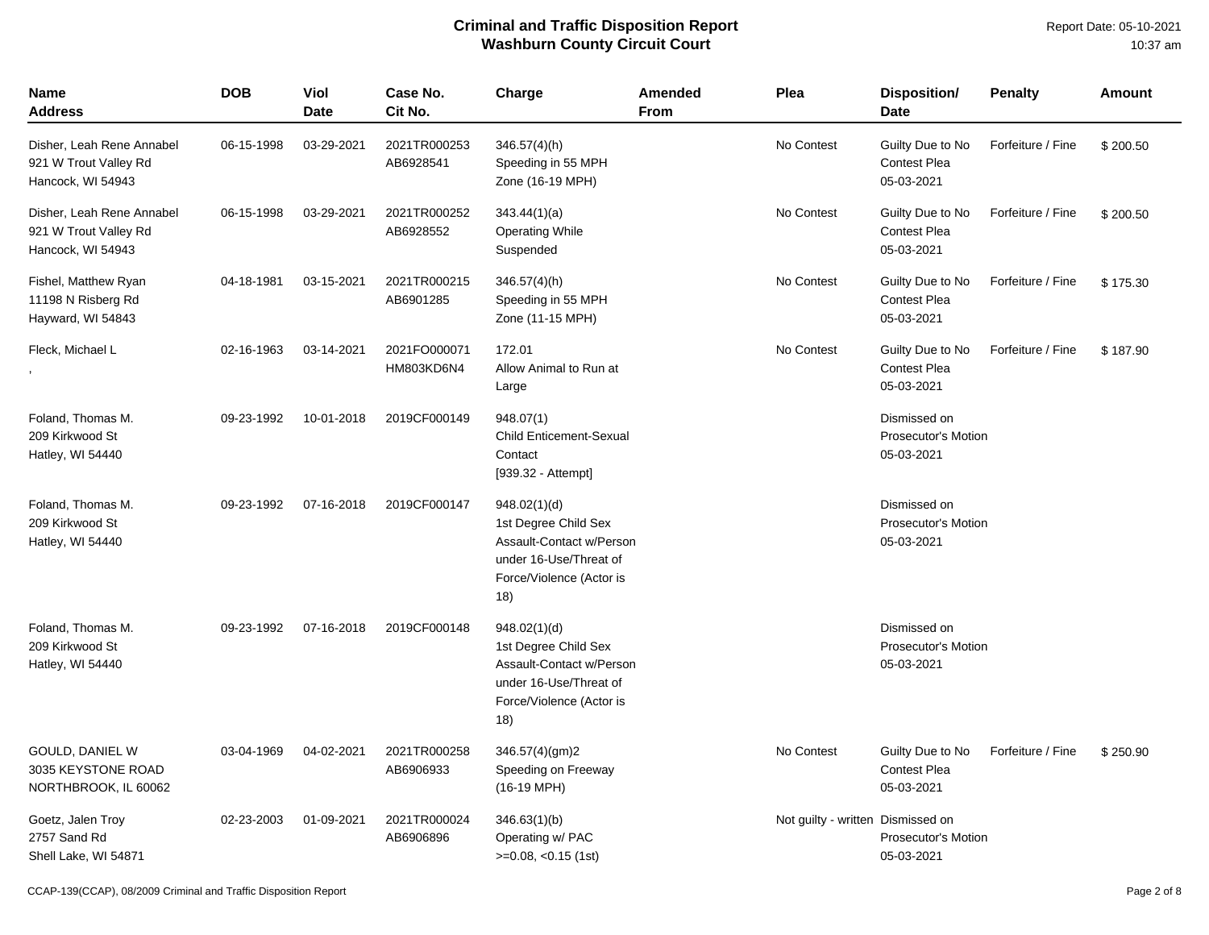# Criminal and Traffic Disposition Report
## Washburn County Circuit Court

Report Date: 05-10-2021
10:37 am

| Name<br>Address | DOB | Viol Date | Case No.<br>Cit No. | Charge | Amended From | Plea | Disposition/<br>Date | Penalty | Amount |
|---|---|---|---|---|---|---|---|---|---|
| Disher, Leah Rene Annabel<br>921 W Trout Valley Rd<br>Hancock, WI 54943 | 06-15-1998 | 03-29-2021 | 2021TR000253<br>AB6928541 | 346.57(4)(h)<br>Speeding in 55 MPH Zone (16-19 MPH) | | No Contest | Guilty Due to No Contest Plea<br>05-03-2021 | Forfeiture / Fine | $ 200.50 |
| Disher, Leah Rene Annabel<br>921 W Trout Valley Rd<br>Hancock, WI 54943 | 06-15-1998 | 03-29-2021 | 2021TR000252<br>AB6928552 | 343.44(1)(a)<br>Operating While Suspended | | No Contest | Guilty Due to No Contest Plea<br>05-03-2021 | Forfeiture / Fine | $ 200.50 |
| Fishel, Matthew Ryan<br>11198 N Risberg Rd<br>Hayward, WI 54843 | 04-18-1981 | 03-15-2021 | 2021TR000215<br>AB6901285 | 346.57(4)(h)<br>Speeding in 55 MPH Zone (11-15 MPH) | | No Contest | Guilty Due to No Contest Plea<br>05-03-2021 | Forfeiture / Fine | $ 175.30 |
| Fleck, Michael L<br>, | 02-16-1963 | 03-14-2021 | 2021FO000071<br>HM803KD6N4 | 172.01<br>Allow Animal to Run at Large | | No Contest | Guilty Due to No Contest Plea<br>05-03-2021 | Forfeiture / Fine | $ 187.90 |
| Foland, Thomas M.<br>209 Kirkwood St<br>Hatley, WI 54440 | 09-23-1992 | 10-01-2018 | 2019CF000149 | 948.07(1)<br>Child Enticement-Sexual Contact<br>[939.32 - Attempt] | | | Dismissed on Prosecutor's Motion<br>05-03-2021 | | |
| Foland, Thomas M.<br>209 Kirkwood St<br>Hatley, WI 54440 | 09-23-1992 | 07-16-2018 | 2019CF000147 | 948.02(1)(d)<br>1st Degree Child Sex Assault-Contact w/Person under 16-Use/Threat of Force/Violence (Actor is 18) | | | Dismissed on Prosecutor's Motion<br>05-03-2021 | | |
| Foland, Thomas M.<br>209 Kirkwood St<br>Hatley, WI 54440 | 09-23-1992 | 07-16-2018 | 2019CF000148 | 948.02(1)(d)<br>1st Degree Child Sex Assault-Contact w/Person under 16-Use/Threat of Force/Violence (Actor is 18) | | | Dismissed on Prosecutor's Motion<br>05-03-2021 | | |
| GOULD, DANIEL W<br>3035 KEYSTONE ROAD<br>NORTHBROOK, IL 60062 | 03-04-1969 | 04-02-2021 | 2021TR000258<br>AB6906933 | 346.57(4)(gm)2<br>Speeding on Freeway (16-19 MPH) | | No Contest | Guilty Due to No Contest Plea<br>05-03-2021 | Forfeiture / Fine | $ 250.90 |
| Goetz, Jalen Troy<br>2757 Sand Rd<br>Shell Lake, WI 54871 | 02-23-2003 | 01-09-2021 | 2021TR000024<br>AB6906896 | 346.63(1)(b)<br>Operating w/ PAC >=0.08, <0.15 (1st) | | Not guilty - written | Dismissed on Prosecutor's Motion<br>05-03-2021 | | |

CCAP-139(CCAP), 08/2009 Criminal and Traffic Disposition Report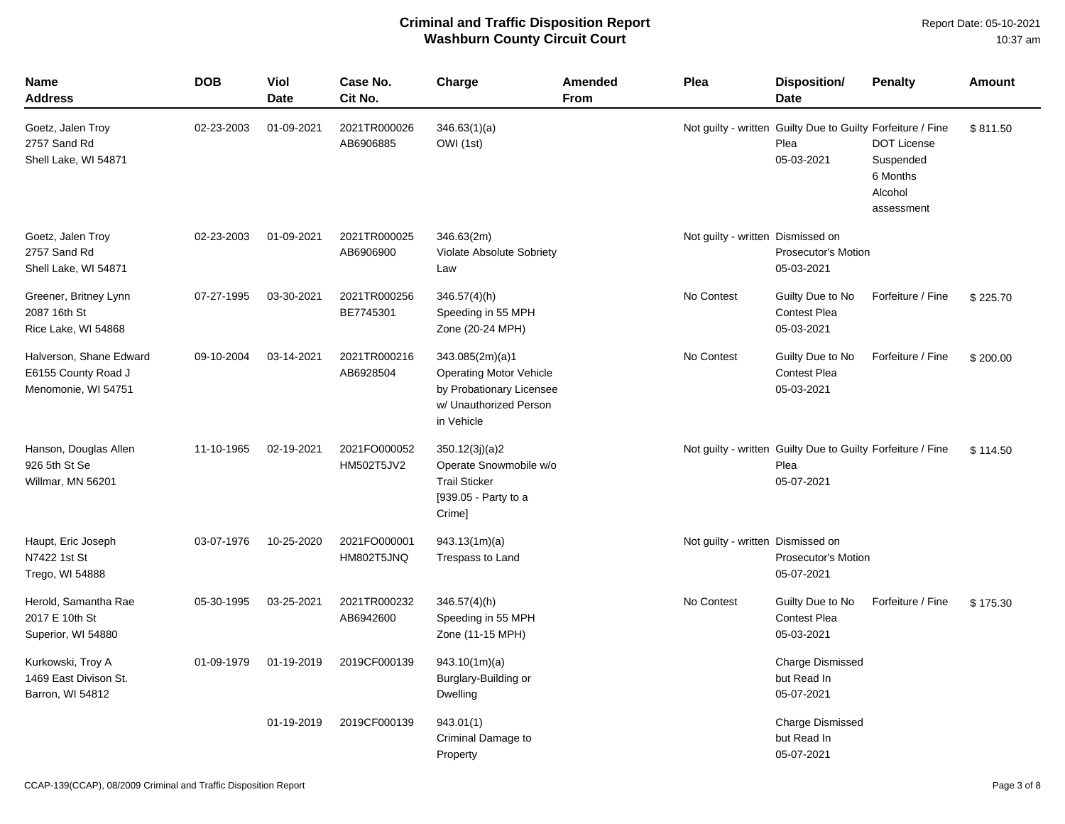# Criminal and Traffic Disposition Report
## Washburn County Circuit Court

Report Date: 05-10-2021
10:37 am

| Name<br>Address | DOB | Viol Date | Case No.<br>Cit No. | Charge | Amended From | Plea | Disposition/<br>Date | Penalty | Amount |
|---|---|---|---|---|---|---|---|---|---|
| Goetz, Jalen Troy<br>2757 Sand Rd<br>Shell Lake, WI 54871 | 02-23-2003 | 01-09-2021 | 2021TR000026<br>AB6906885 | 346.63(1)(a)<br>OWI (1st) | | Not guilty - written | Guilty Due to Guilty Plea<br>05-03-2021 | Forfeiture / Fine<br>DOT License Suspended<br>6 Months<br>Alcohol assessment | $ 811.50 |
| Goetz, Jalen Troy<br>2757 Sand Rd<br>Shell Lake, WI 54871 | 02-23-2003 | 01-09-2021 | 2021TR000025<br>AB6906900 | 346.63(2m)<br>Violate Absolute Sobriety Law | | Not guilty - written | Dismissed on Prosecutor's Motion<br>05-03-2021 | | |
| Greener, Britney Lynn<br>2087 16th St<br>Rice Lake, WI 54868 | 07-27-1995 | 03-30-2021 | 2021TR000256<br>BE7745301 | 346.57(4)(h)<br>Speeding in 55 MPH Zone (20-24 MPH) | | No Contest | Guilty Due to No Contest Plea<br>05-03-2021 | Forfeiture / Fine | $ 225.70 |
| Halverson, Shane Edward<br>E6155 County Road J<br>Menomonie, WI 54751 | 09-10-2004 | 03-14-2021 | 2021TR000216<br>AB6928504 | 343.085(2m)(a)1<br>Operating Motor Vehicle by Probationary Licensee w/ Unauthorized Person in Vehicle | | No Contest | Guilty Due to No Contest Plea<br>05-03-2021 | Forfeiture / Fine | $ 200.00 |
| Hanson, Douglas Allen<br>926 5th St Se<br>Willmar, MN 56201 | 11-10-1965 | 02-19-2021 | 2021FO000052<br>HM502T5JV2 | 350.12(3j)(a)2<br>Operate Snowmobile w/o Trail Sticker<br>[939.05 - Party to a Crime] | | Not guilty - written | Guilty Due to Guilty Plea<br>05-07-2021 | Forfeiture / Fine | $ 114.50 |
| Haupt, Eric Joseph<br>N7422 1st St<br>Trego, WI 54888 | 03-07-1976 | 10-25-2020 | 2021FO000001<br>HM802T5JNQ | 943.13(1m)(a)<br>Trespass to Land | | Not guilty - written | Dismissed on Prosecutor's Motion<br>05-07-2021 | | |
| Herold, Samantha Rae<br>2017 E 10th St<br>Superior, WI 54880 | 05-30-1995 | 03-25-2021 | 2021TR000232<br>AB6942600 | 346.57(4)(h)<br>Speeding in 55 MPH Zone (11-15 MPH) | | No Contest | Guilty Due to No Contest Plea<br>05-03-2021 | Forfeiture / Fine | $ 175.30 |
| Kurkowski, Troy A<br>1469 East Divison St.<br>Barron, WI 54812 | 01-09-1979 | 01-19-2019 | 2019CF000139 | 943.10(1m)(a)<br>Burglary-Building or Dwelling | | | Charge Dismissed but Read In<br>05-07-2021 | | |
| | | 01-19-2019 | 2019CF000139 | 943.01(1)<br>Criminal Damage to Property | | | Charge Dismissed but Read In<br>05-07-2021 | | |

CCAP-139(CCAP), 08/2009 Criminal and Traffic Disposition Report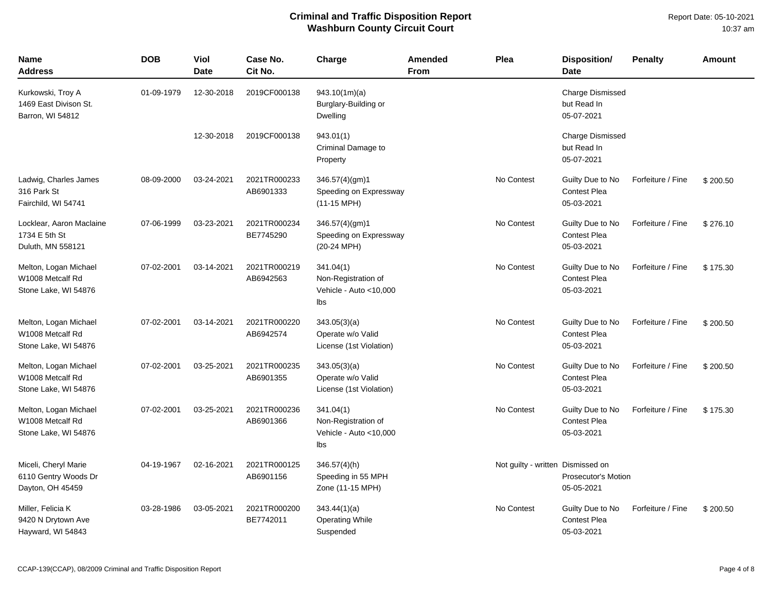# Criminal and Traffic Disposition Report
## Washburn County Circuit Court

Report Date: 05-10-2021
10:37 am

| Name Address | DOB | Viol Date | Case No. Cit No. | Charge | Amended From | Plea | Disposition/ Date | Penalty | Amount |
|---|---|---|---|---|---|---|---|---|---|
| Kurkowski, Troy A 1469 East Divison St. Barron, WI 54812 | 01-09-1979 | 12-30-2018 | 2019CF000138 | 943.10(1m)(a) Burglary-Building or Dwelling | | | Charge Dismissed but Read In 05-07-2021 | | |
| | | 12-30-2018 | 2019CF000138 | 943.01(1) Criminal Damage to Property | | | Charge Dismissed but Read In 05-07-2021 | | |
| Ladwig, Charles James 316 Park St Fairchild, WI 54741 | 08-09-2000 | 03-24-2021 | 2021TR000233 AB6901333 | 346.57(4)(gm)1 Speeding on Expressway (11-15 MPH) | | No Contest | Guilty Due to No Contest Plea 05-03-2021 | Forfeiture / Fine | $ 200.50 |
| Locklear, Aaron Maclaine 1734 E 5th St Duluth, MN 558121 | 07-06-1999 | 03-23-2021 | 2021TR000234 BE7745290 | 346.57(4)(gm)1 Speeding on Expressway (20-24 MPH) | | No Contest | Guilty Due to No Contest Plea 05-03-2021 | Forfeiture / Fine | $ 276.10 |
| Melton, Logan Michael W1008 Metcalf Rd Stone Lake, WI 54876 | 07-02-2001 | 03-14-2021 | 2021TR000219 AB6942563 | 341.04(1) Non-Registration of Vehicle - Auto <10,000 lbs | | No Contest | Guilty Due to No Contest Plea 05-03-2021 | Forfeiture / Fine | $ 175.30 |
| Melton, Logan Michael W1008 Metcalf Rd Stone Lake, WI 54876 | 07-02-2001 | 03-14-2021 | 2021TR000220 AB6942574 | 343.05(3)(a) Operate w/o Valid License (1st Violation) | | No Contest | Guilty Due to No Contest Plea 05-03-2021 | Forfeiture / Fine | $ 200.50 |
| Melton, Logan Michael W1008 Metcalf Rd Stone Lake, WI 54876 | 07-02-2001 | 03-25-2021 | 2021TR000235 AB6901355 | 343.05(3)(a) Operate w/o Valid License (1st Violation) | | No Contest | Guilty Due to No Contest Plea 05-03-2021 | Forfeiture / Fine | $ 200.50 |
| Melton, Logan Michael W1008 Metcalf Rd Stone Lake, WI 54876 | 07-02-2001 | 03-25-2021 | 2021TR000236 AB6901366 | 341.04(1) Non-Registration of Vehicle - Auto <10,000 lbs | | No Contest | Guilty Due to No Contest Plea 05-03-2021 | Forfeiture / Fine | $ 175.30 |
| Miceli, Cheryl Marie 6110 Gentry Woods Dr Dayton, OH 45459 | 04-19-1967 | 02-16-2021 | 2021TR000125 AB6901156 | 346.57(4)(h) Speeding in 55 MPH Zone (11-15 MPH) | | Not guilty - written | Dismissed on Prosecutor's Motion 05-05-2021 | | |
| Miller, Felicia K 9420 N Drytown Ave Hayward, WI 54843 | 03-28-1986 | 03-05-2021 | 2021TR000200 BE7742011 | 343.44(1)(a) Operating While Suspended | | No Contest | Guilty Due to No Contest Plea 05-03-2021 | Forfeiture / Fine | $ 200.50 |

CCAP-139(CCAP), 08/2009 Criminal and Traffic Disposition Report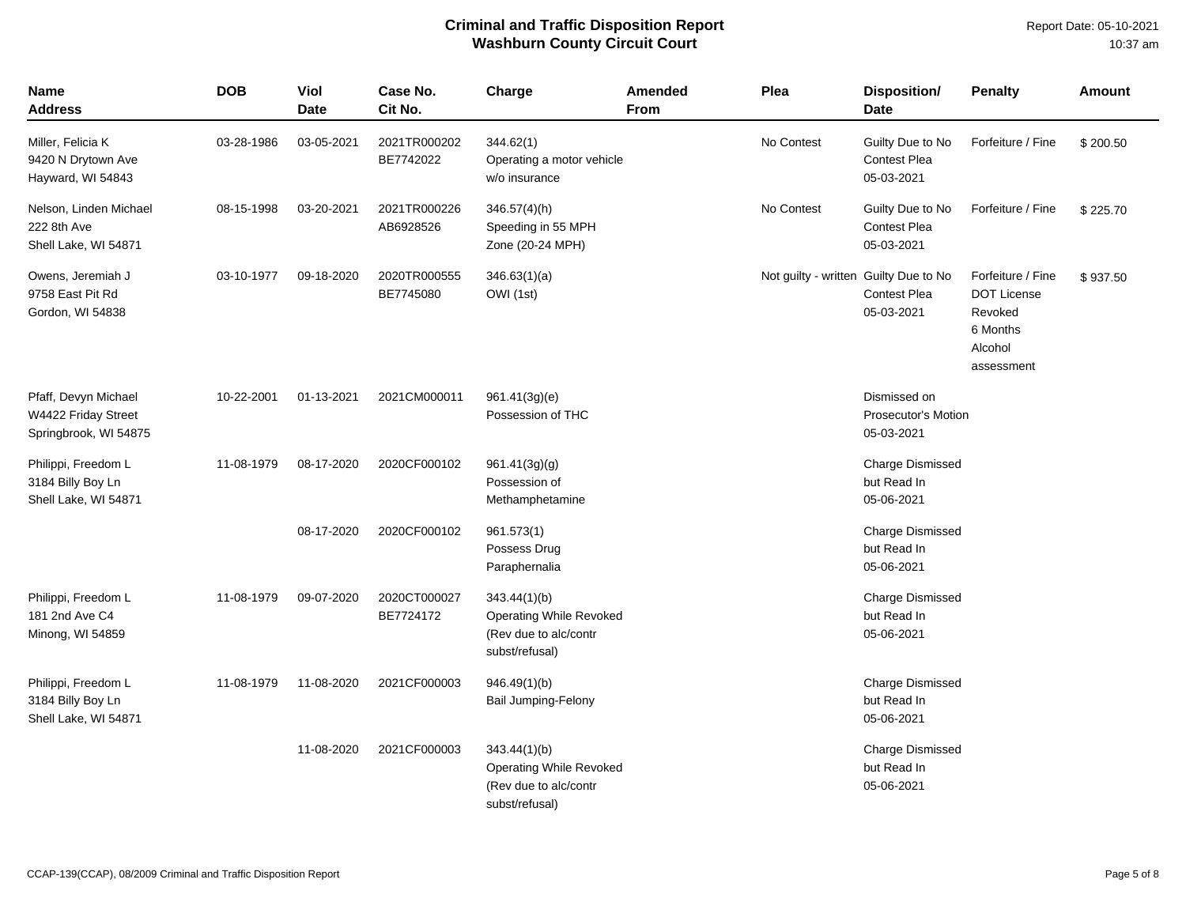# Criminal and Traffic Disposition Report
## Washburn County Circuit Court

Report Date: 05-10-2021
10:37 am

| Name<br>Address | DOB | Viol Date | Case No.<br>Cit No. | Charge | Amended From | Plea | Disposition/<br>Date | Penalty | Amount |
|---|---|---|---|---|---|---|---|---|---|
| Miller, Felicia K<br>9420 N Drytown Ave<br>Hayward, WI 54843 | 03-28-1986 | 03-05-2021 | 2021TR000202<br>BE7742022 | 344.62(1)<br>Operating a motor vehicle w/o insurance | | No Contest | Guilty Due to No Contest Plea<br>05-03-2021 | Forfeiture / Fine | $ 200.50 |
| Nelson, Linden Michael<br>222 8th Ave<br>Shell Lake, WI 54871 | 08-15-1998 | 03-20-2021 | 2021TR000226<br>AB6928526 | 346.57(4)(h)<br>Speeding in 55 MPH Zone (20-24 MPH) | | No Contest | Guilty Due to No Contest Plea<br>05-03-2021 | Forfeiture / Fine | $ 225.70 |
| Owens, Jeremiah J<br>9758 East Pit Rd<br>Gordon, WI 54838 | 03-10-1977 | 09-18-2020 | 2020TR000555<br>BE7745080 | 346.63(1)(a)<br>OWI (1st) | | Not guilty - written | Guilty Due to No Contest Plea<br>05-03-2021 | Forfeiture / Fine<br>DOT License Revoked<br>6 Months<br>Alcohol assessment | $ 937.50 |
| Pfaff, Devyn Michael<br>W4422 Friday Street<br>Springbrook, WI 54875 | 10-22-2001 | 01-13-2021 | 2021CM000011 | 961.41(3g)(e)<br>Possession of THC | | | Dismissed on Prosecutor's Motion<br>05-03-2021 | | |
| Philippi, Freedom L<br>3184 Billy Boy Ln<br>Shell Lake, WI 54871 | 11-08-1979 | 08-17-2020 | 2020CF000102 | 961.41(3g)(g)<br>Possession of Methamphetamine | | | Charge Dismissed but Read In<br>05-06-2021 | | |
| | | 08-17-2020 | 2020CF000102 | 961.573(1)<br>Possess Drug Paraphernalia | | | Charge Dismissed but Read In<br>05-06-2021 | | |
| Philippi, Freedom L<br>181 2nd Ave C4<br>Minong, WI 54859 | 11-08-1979 | 09-07-2020 | 2020CT000027<br>BE7724172 | 343.44(1)(b)<br>Operating While Revoked (Rev due to alc/contr subst/refusal) | | | Charge Dismissed but Read In<br>05-06-2021 | | |
| Philippi, Freedom L<br>3184 Billy Boy Ln<br>Shell Lake, WI 54871 | 11-08-1979 | 11-08-2020 | 2021CF000003 | 946.49(1)(b)<br>Bail Jumping-Felony | | | Charge Dismissed but Read In<br>05-06-2021 | | |
| | | 11-08-2020 | 2021CF000003 | 343.44(1)(b)<br>Operating While Revoked (Rev due to alc/contr subst/refusal) | | | Charge Dismissed but Read In<br>05-06-2021 | | |

CCAP-139(CCAP), 08/2009 Criminal and Traffic Disposition Report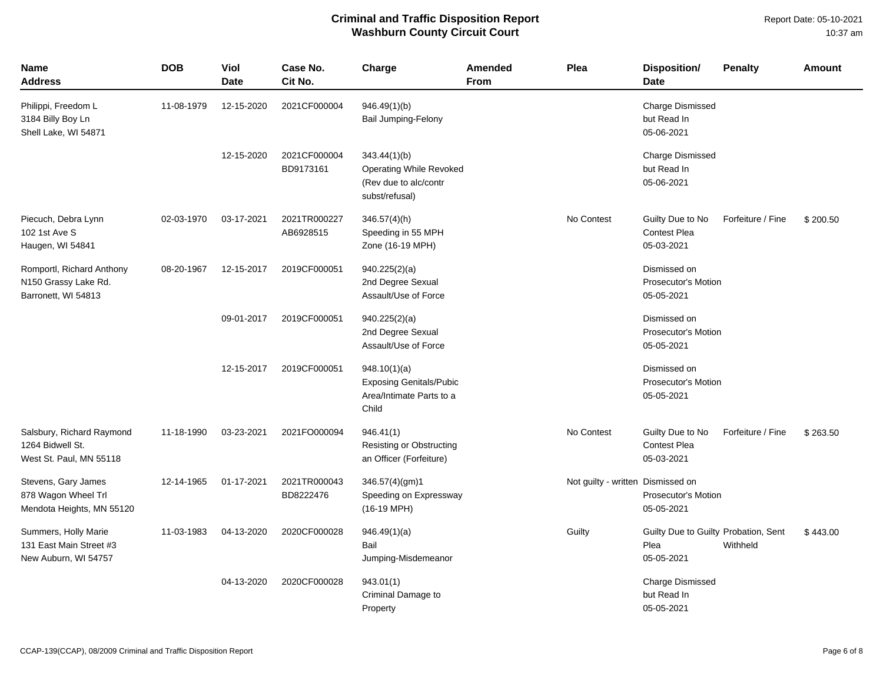# Criminal and Traffic Disposition Report
## Washburn County Circuit Court

Report Date: 05-10-2021
10:37 am

| Name Address | DOB | Viol Date | Case No. Cit No. | Charge | Amended From | Plea | Disposition/ Date | Penalty | Amount |
|---|---|---|---|---|---|---|---|---|---|
| Philippi, Freedom L<br>3184 Billy Boy Ln<br>Shell Lake, WI 54871 | 11-08-1979 | 12-15-2020 | 2021CF000004 | 946.49(1)(b)<br>Bail Jumping-Felony | | | Charge Dismissed but Read In<br>05-06-2021 | | |
| | | 12-15-2020 | 2021CF000004<br>BD9173161 | 343.44(1)(b)<br>Operating While Revoked (Rev due to alc/contr subst/refusal) | | | Charge Dismissed but Read In<br>05-06-2021 | | |
| Piecuch, Debra Lynn<br>102 1st Ave S<br>Haugen, WI 54841 | 02-03-1970 | 03-17-2021 | 2021TR000227<br>AB6928515 | 346.57(4)(h)<br>Speeding in 55 MPH Zone (16-19 MPH) | | No Contest | Guilty Due to No Contest Plea<br>05-03-2021 | Forfeiture / Fine | $ 200.50 |
| Romportl, Richard Anthony<br>N150 Grassy Lake Rd.<br>Barronett, WI 54813 | 08-20-1967 | 12-15-2017 | 2019CF000051 | 940.225(2)(a)<br>2nd Degree Sexual Assault/Use of Force | | | Dismissed on Prosecutor's Motion<br>05-05-2021 | | |
| | | 09-01-2017 | 2019CF000051 | 940.225(2)(a)<br>2nd Degree Sexual Assault/Use of Force | | | Dismissed on Prosecutor's Motion<br>05-05-2021 | | |
| | | 12-15-2017 | 2019CF000051 | 948.10(1)(a)<br>Exposing Genitals/Pubic Area/Intimate Parts to a Child | | | Dismissed on Prosecutor's Motion<br>05-05-2021 | | |
| Salsbury, Richard Raymond<br>1264 Bidwell St.<br>West St. Paul, MN 55118 | 11-18-1990 | 03-23-2021 | 2021FO000094 | 946.41(1)<br>Resisting or Obstructing an Officer (Forfeiture) | | No Contest | Guilty Due to No Contest Plea<br>05-03-2021 | Forfeiture / Fine | $ 263.50 |
| Stevens, Gary James<br>878 Wagon Wheel Trl<br>Mendota Heights, MN 55120 | 12-14-1965 | 01-17-2021 | 2021TR000043<br>BD8222476 | 346.57(4)(gm)1<br>Speeding on Expressway (16-19 MPH) | | Not guilty - written | Dismissed on Prosecutor's Motion<br>05-05-2021 | | |
| Summers, Holly Marie<br>131 East Main Street #3<br>New Auburn, WI 54757 | 11-03-1983 | 04-13-2020 | 2020CF000028 | 946.49(1)(a)<br>Bail Jumping-Misdemeanor | | Guilty | Guilty Due to Guilty Plea<br>05-05-2021 | Probation, Sent Withheld | $ 443.00 |
| | | 04-13-2020 | 2020CF000028 | 943.01(1)<br>Criminal Damage to Property | | | Charge Dismissed but Read In<br>05-05-2021 | | |

CCAP-139(CCAP), 08/2009 Criminal and Traffic Disposition Report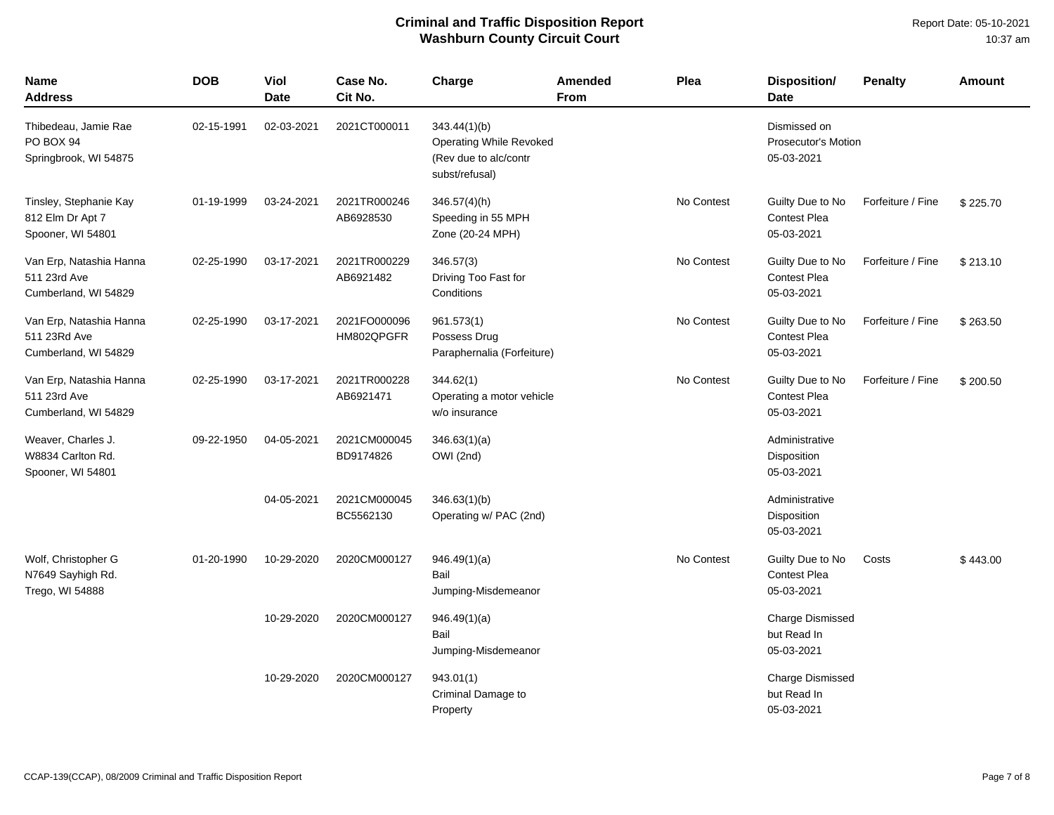# Criminal and Traffic Disposition Report
## Washburn County Circuit Court

Report Date: 05-10-2021
10:37 am

| Name<br>Address | DOB | Viol<br>Date | Case No.<br>Cit No. | Charge | Amended<br>From | Plea | Disposition/<br>Date | Penalty | Amount |
|---|---|---|---|---|---|---|---|---|---|
| Thibedeau, Jamie Rae<br>PO BOX 94<br>Springbrook, WI 54875 | 02-15-1991 | 02-03-2021 | 2021CT000011 | 343.44(1)(b)<br>Operating While Revoked (Rev due to alc/contr subst/refusal) | | | Dismissed on Prosecutor's Motion<br>05-03-2021 | | |
| Tinsley, Stephanie Kay<br>812 Elm Dr Apt 7<br>Spooner, WI 54801 | 01-19-1999 | 03-24-2021 | 2021TR000246<br>AB6928530 | 346.57(4)(h)<br>Speeding in 55 MPH Zone (20-24 MPH) | | No Contest | Guilty Due to No Contest Plea<br>05-03-2021 | Forfeiture / Fine | $ 225.70 |
| Van Erp, Natashia Hanna<br>511 23rd Ave<br>Cumberland, WI 54829 | 02-25-1990 | 03-17-2021 | 2021TR000229<br>AB6921482 | 346.57(3)<br>Driving Too Fast for Conditions | | No Contest | Guilty Due to No Contest Plea<br>05-03-2021 | Forfeiture / Fine | $ 213.10 |
| Van Erp, Natashia Hanna<br>511 23Rd Ave<br>Cumberland, WI 54829 | 02-25-1990 | 03-17-2021 | 2021FO000096<br>HM802QPGFR | 961.573(1)<br>Possess Drug Paraphernalia (Forfeiture) | | No Contest | Guilty Due to No Contest Plea<br>05-03-2021 | Forfeiture / Fine | $ 263.50 |
| Van Erp, Natashia Hanna<br>511 23rd Ave<br>Cumberland, WI 54829 | 02-25-1990 | 03-17-2021 | 2021TR000228<br>AB6921471 | 344.62(1)<br>Operating a motor vehicle w/o insurance | | No Contest | Guilty Due to No Contest Plea<br>05-03-2021 | Forfeiture / Fine | $ 200.50 |
| Weaver, Charles J.<br>W8834 Carlton Rd.<br>Spooner, WI 54801 | 09-22-1950 | 04-05-2021 | 2021CM000045<br>BD9174826 | 346.63(1)(a)<br>OWI (2nd) | | | Administrative Disposition<br>05-03-2021 | | |
| | | 04-05-2021 | 2021CM000045<br>BC5562130 | 346.63(1)(b)<br>Operating w/ PAC (2nd) | | | Administrative Disposition<br>05-03-2021 | | |
| Wolf, Christopher G<br>N7649 Sayhigh Rd.<br>Trego, WI 54888 | 01-20-1990 | 10-29-2020 | 2020CM000127 | 946.49(1)(a)<br>Bail Jumping-Misdemeanor | | No Contest | Guilty Due to No Contest Plea<br>05-03-2021 | Costs | $ 443.00 |
| | | 10-29-2020 | 2020CM000127 | 946.49(1)(a)<br>Bail Jumping-Misdemeanor | | | Charge Dismissed but Read In<br>05-03-2021 | | |
| | | 10-29-2020 | 2020CM000127 | 943.01(1)<br>Criminal Damage to Property | | | Charge Dismissed but Read In<br>05-03-2021 | | |

CCAP-139(CCAP), 08/2009 Criminal and Traffic Disposition Report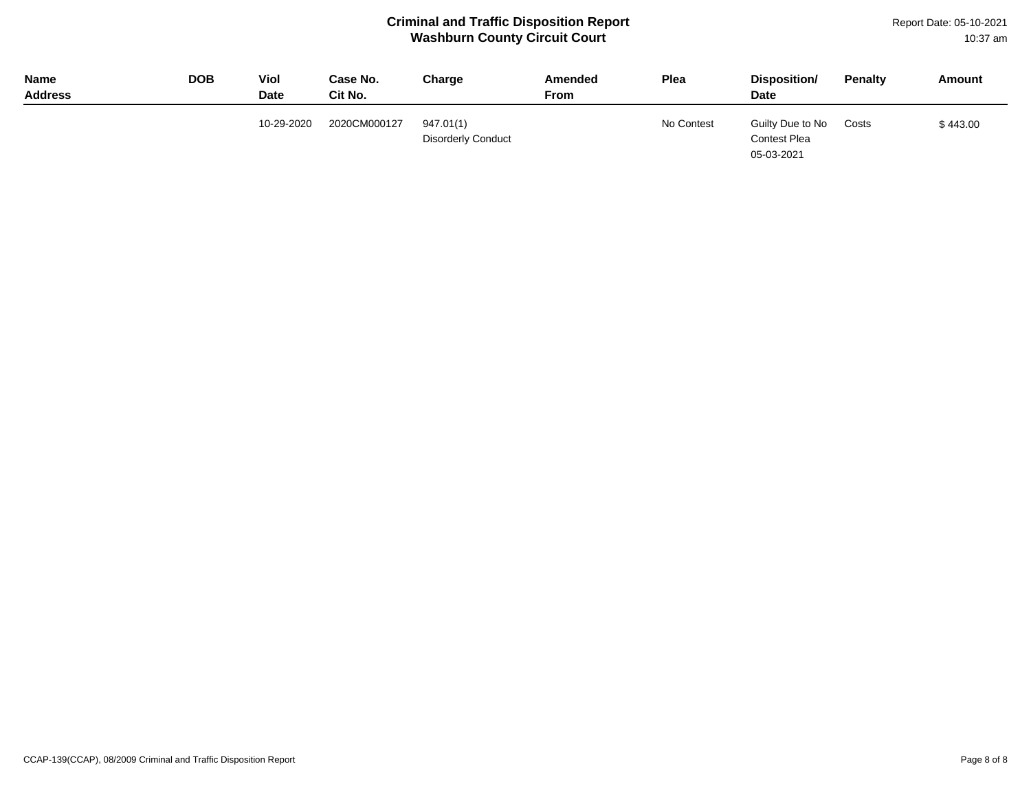# Criminal and Traffic Disposition Report
## Washburn County Circuit Court

Report Date: 05-10-2021
10:37 am

| Name<br>Address | DOB | Viol Date | Case No.<br>Cit No. | Charge | Amended From | Plea | Disposition/<br>Date | Penalty | Amount |
|---|---|---|---|---|---|---|---|---|---|
| | | 10-29-2020 | 2020CM000127 | 947.01(1)<br>Disorderly Conduct | | No Contest | Guilty Due to No Contest Plea<br>05-03-2021 | Costs | $ 443.00 |

CCAP-139(CCAP), 08/2009 Criminal and Traffic Disposition Report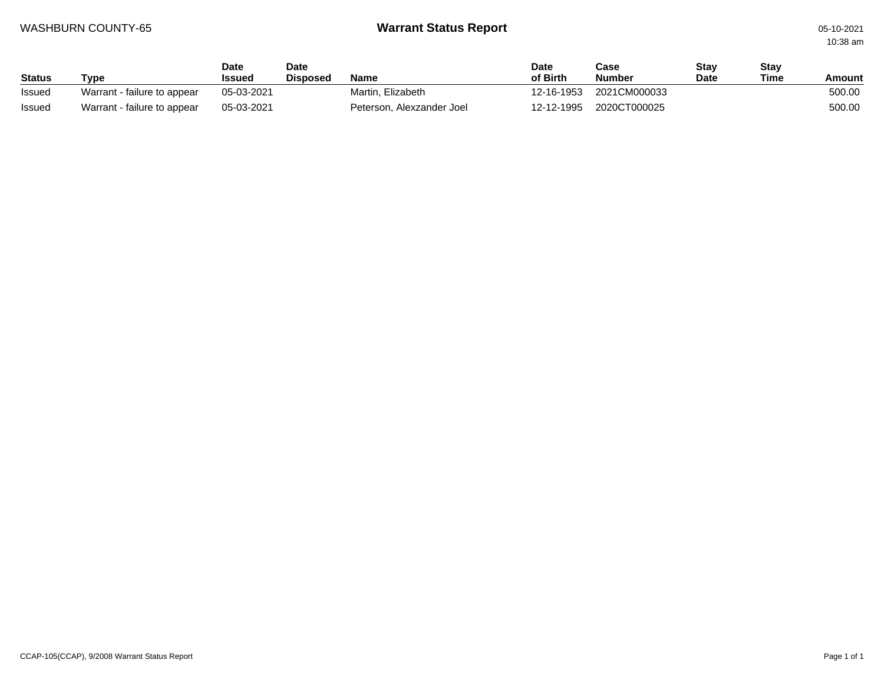WASHBURN COUNTY-65

# Warrant Status Report

05-10-2021
10:38 am

| Status | Type | Date Issued | Date Disposed | Name | Date of Birth | Case Number | Stay Date | Stay Time | Amount |
|---|---|---|---|---|---|---|---|---|---|
| Issued | Warrant - failure to appear | 05-03-2021 | | Martin, Elizabeth | 12-16-1953 | 2021CM000033 | | | 500.00 |
| Issued | Warrant - failure to appear | 05-03-2021 | | Peterson, Alexzander Joel | 12-12-1995 | 2020CT000025 | | | 500.00 |

CCAP-105(CCAP), 9/2008 Warrant Status Report